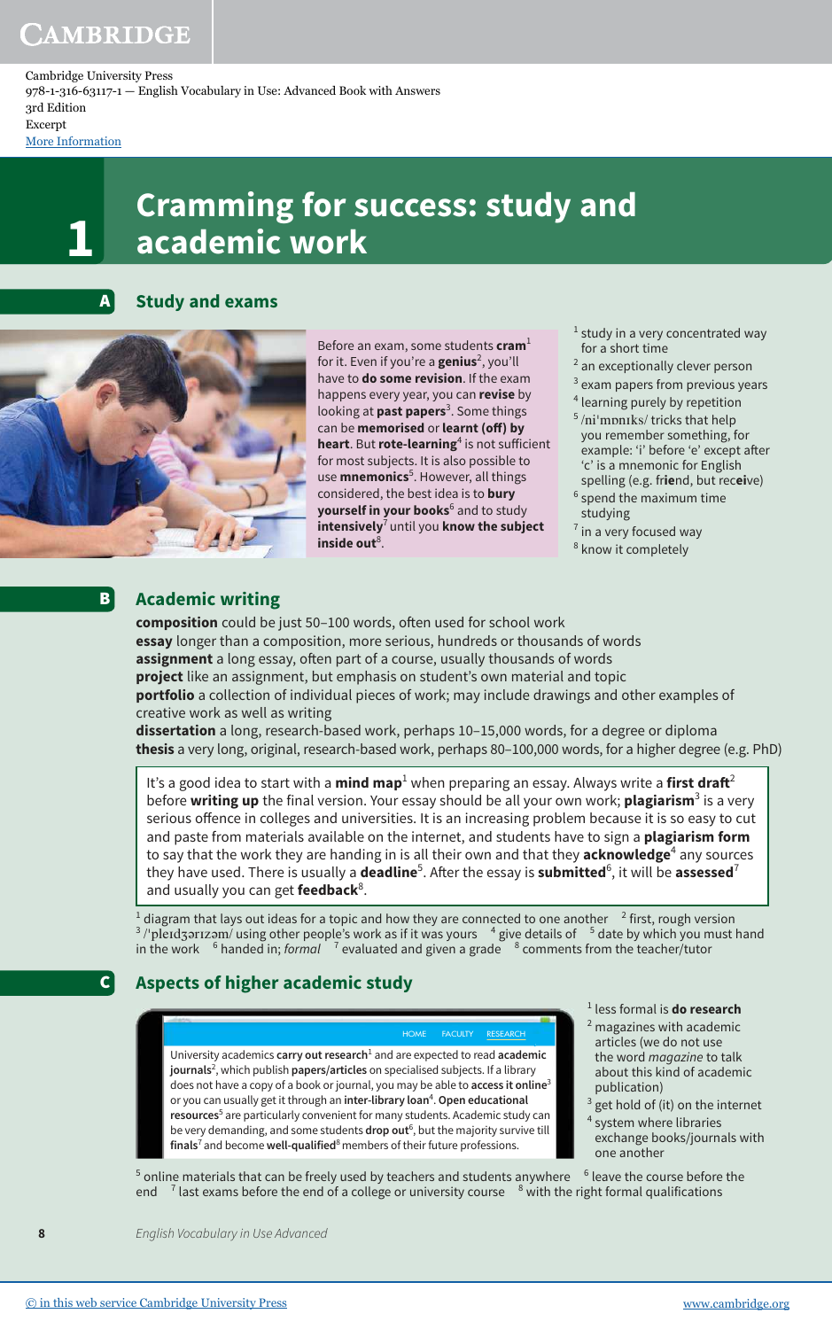# 1 Cramming for success: study and academic work

## A Study and exams

Before an exam, some students **cram**[1] for it. Even if you're a **genius**[2], you'll have to **do some revision**. If the exam happens every year, you can **revise** by looking at **past papers**[3]. Some things can be **memorised** or **learnt (off) by heart**. But **rote-learning**[4] is not sufficient for most subjects. It is also possible to use **mnemonics**[5]. However, all things considered, the best idea is to **bury yourself in your books**[6] and to study **intensively**[7] until you **know the subject inside out**[8].

[1] study in a very concentrated way for a short time
[2] an exceptionally clever person
[3] exam papers from previous years
[4] learning purely by repetition
[5] /ni'mɒnɪks/ tricks that help you remember something, for example: 'i' before 'e' except after 'c' is a mnemonic for English spelling (e.g. fr**ie**nd, but rec**ei**ve)
[6] spend the maximum time studying
[7] in a very focused way
[8] know it completely

## B Academic writing

**composition** could be just 50–100 words, often used for school work
**essay** longer than a composition, more serious, hundreds or thousands of words
**assignment** a long essay, often part of a course, usually thousands of words
**project** like an assignment, but emphasis on student's own material and topic
**portfolio** a collection of individual pieces of work; may include drawings and other examples of creative work as well as writing
**dissertation** a long, research-based work, perhaps 10–15,000 words, for a degree or diploma
**thesis** a very long, original, research-based work, perhaps 80–100,000 words, for a higher degree (e.g. PhD)

It's a good idea to start with a **mind map**[1] when preparing an essay. Always write a **first draft**[2] before **writing up** the final version. Your essay should be all your own work; **plagiarism**[3] is a very serious offence in colleges and universities. It is an increasing problem because it is so easy to cut and paste from materials available on the internet, and students have to sign a **plagiarism form** to say that the work they are handing in is all their own and that they **acknowledge**[4] any sources they have used. There is usually a **deadline**[5]. After the essay is **submitted**[6], it will be **assessed**[7] and usually you can get **feedback**[8].

[1] diagram that lays out ideas for a topic and how they are connected to one another [2] first, rough version [3] /'pleɪdʒərɪzəm/ using other people's work as if it was yours [4] give details of [5] date by which you must hand in the work [6] handed in; *formal* [7] evaluated and given a grade [8] comments from the teacher/tutor

## C Aspects of higher academic study

HOME FACULTY RESEARCH

University academics **carry out research**[1] and are expected to read **academic journals**[2], which publish **papers/articles** on specialised subjects. If a library does not have a copy of a book or journal, you may be able to **access it online**[3] or you can usually get it through an **inter-library loan**[4]. **Open educational resources**[5] are particularly convenient for many students. Academic study can be very demanding, and some students **drop out**[6], but the majority survive till **finals**[7] and become **well-qualified**[8] members of their future professions.

[1] less formal is **do research**
[2] magazines with academic articles (we do not use the word *magazine* to talk about this kind of academic publication)
[3] get hold of (it) on the internet
[4] system where libraries exchange books/journals with one another
[5] online materials that can be freely used by teachers and students anywhere [6] leave the course before the end [7] last exams before the end of a college or university course [8] with the right formal qualifications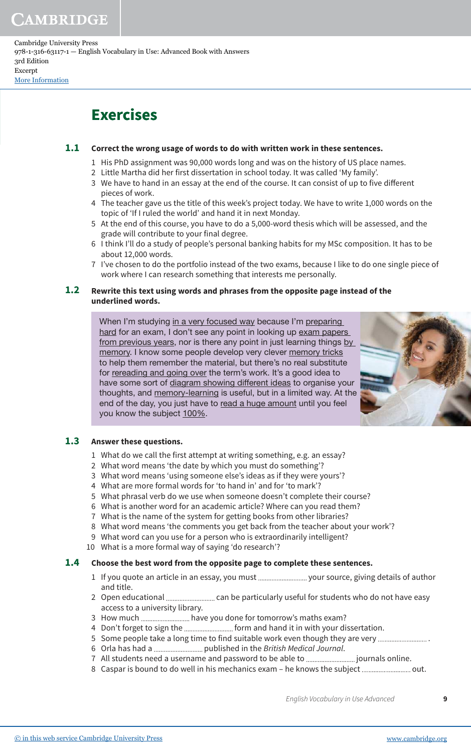# Exercises

**1.1** **Correct the wrong usage of words to do with written work in these sentences.**

1. His PhD assignment was 90,000 words long and was on the history of US place names.
2. Little Martha did her first dissertation in school today. It was called 'My family'.
3. We have to hand in an essay at the end of the course. It can consist of up to five different pieces of work.
4. The teacher gave us the title of this week's project today. We have to write 1,000 words on the topic of 'If I ruled the world' and hand it in next Monday.
5. At the end of this course, you have to do a 5,000-word thesis which will be assessed, and the grade will contribute to your final degree.
6. I think I'll do a study of people's personal banking habits for my MSc composition. It has to be about 12,000 words.
7. I've chosen to do the portfolio instead of the two exams, because I like to do one single piece of work where I can research something that interests me personally.

**1.2** **Rewrite this text using words and phrases from the opposite page instead of the underlined words.**

> When I'm studying <u>in a very focused way</u> because I'm <u>preparing hard</u> for an exam, I don't see any point in looking up <u>exam papers from previous years</u>, nor is there any point in just learning things <u>by memory</u>. I know some people develop very clever <u>memory tricks</u> to help them remember the material, but there's no real substitute for <u>rereading and going over</u> the term's work. It's a good idea to have some sort of <u>diagram showing different ideas</u> to organise your thoughts, and <u>memory-learning</u> is useful, but in a limited way. At the end of the day, you just have to <u>read a huge amount</u> until you feel you know the subject <u>100%</u>.

**1.3** **Answer these questions.**

1. What do we call the first attempt at writing something, e.g. an essay?
2. What word means 'the date by which you must do something'?
3. What word means 'using someone else's ideas as if they were yours'?
4. What are more formal words for 'to hand in' and for 'to mark'?
5. What phrasal verb do we use when someone doesn't complete their course?
6. What is another word for an academic article? Where can you read them?
7. What is the name of the system for getting books from other libraries?
8. What word means 'the comments you get back from the teacher about your work'?
9. What word can you use for a person who is extraordinarily intelligent?
10. What is a more formal way of saying 'do research'?

**1.4** **Choose the best word from the opposite page to complete these sentences.**

1. If you quote an article in an essay, you must .................. your source, giving details of author and title.
2. Open educational .................. can be particularly useful for students who do not have easy access to a university library.
3. How much .................. have you done for tomorrow's maths exam?
4. Don't forget to sign the .................. form and hand it in with your dissertation.
5. Some people take a long time to find suitable work even though they are very .................. .
6. Orla has had a .................. published in the *British Medical Journal*.
7. All students need a username and password to be able to .................. journals online.
8. Caspar is bound to do well in his mechanics exam – he knows the subject .................. out.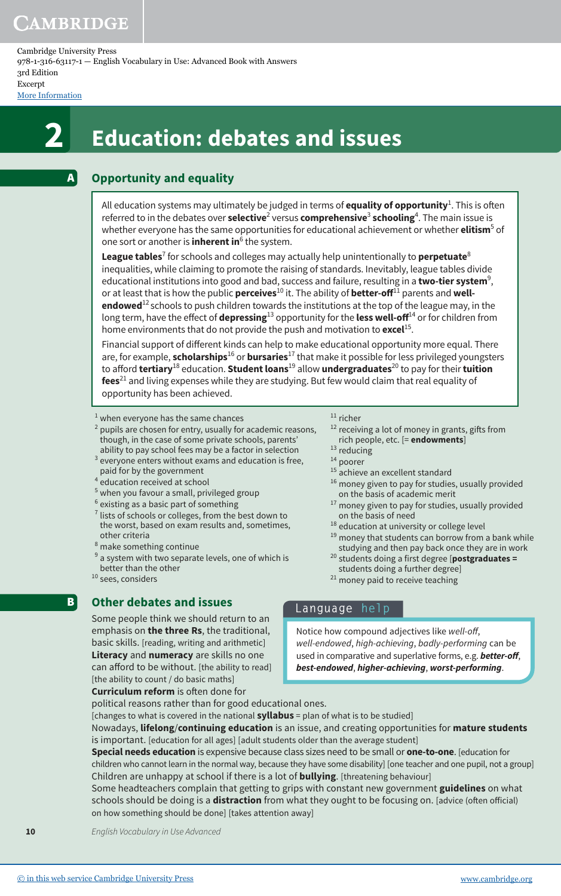Cambridge University Press
978-1-316-63117-1 — English Vocabulary in Use: Advanced Book with Answers
3rd Edition
Excerpt
More Information

# 2 Education: debates and issues

## A Opportunity and equality

All education systems may ultimately be judged in terms of **equality of opportunity**[1]. This is often referred to in the debates over **selective**[2] versus **comprehensive**[3] **schooling**[4]. The main issue is whether everyone has the same opportunities for educational achievement or whether **elitism**[5] of one sort or another is **inherent in**[6] the system.

**League tables**[7] for schools and colleges may actually help unintentionally to **perpetuate**[8] inequalities, while claiming to promote the raising of standards. Inevitably, league tables divide educational institutions into good and bad, success and failure, resulting in a **two-tier system**[9], or at least that is how the public **perceives**[10] it. The ability of **better-off**[11] parents and **well-endowed**[12] schools to push children towards the institutions at the top of the league may, in the long term, have the effect of **depressing**[13] opportunity for the **less well-off**[14] or for children from home environments that do not provide the push and motivation to **excel**[15].

Financial support of different kinds can help to make educational opportunity more equal. There are, for example, **scholarships**[16] or **bursaries**[17] that make it possible for less privileged youngsters to afford **tertiary**[18] education. **Student loans**[19] allow **undergraduates**[20] to pay for their **tuition fees**[21] and living expenses while they are studying. But few would claim that real equality of opportunity has been achieved.

1. when everyone has the same chances
2. pupils are chosen for entry, usually for academic reasons, though, in the case of some private schools, parents' ability to pay school fees may be a factor in selection
3. everyone enters without exams and education is free, paid for by the government
4. education received at school
5. when you favour a small, privileged group
6. existing as a basic part of something
7. lists of schools or colleges, from the best down to the worst, based on exam results and, sometimes, other criteria
8. make something continue
9. a system with two separate levels, one of which is better than the other
10. sees, considers
11. richer
12. receiving a lot of money in grants, gifts from rich people, etc. [= **endowments**]
13. reducing
14. poorer
15. achieve an excellent standard
16. money given to pay for studies, usually provided on the basis of academic merit
17. money given to pay for studies, usually provided on the basis of need
18. education at university or college level
19. money that students can borrow from a bank while studying and then pay back once they are in work
20. students doing a first degree [**postgraduates** = students doing a further degree]
21. money paid to receive teaching

## B Other debates and issues

Some people think we should return to an emphasis on **the three Rs**, the traditional, basic skills. [reading, writing and arithmetic]

**Literacy** and **numeracy** are skills no one can afford to be without. [the ability to read] [the ability to count / do basic maths]

**Curriculum reform** is often done for political reasons rather than for good educational ones. [changes to what is covered in the national **syllabus** = plan of what is to be studied]

Nowadays, **lifelong**/**continuing education** is an issue, and creating opportunities for **mature students** is important. [education for all ages] [adult students older than the average student]

**Special needs education** is expensive because class sizes need to be small or **one-to-one**. [education for children who cannot learn in the normal way, because they have some disability] [one teacher and one pupil, not a group]

Children are unhappy at school if there is a lot of **bullying**. [threatening behaviour]

Some headteachers complain that getting to grips with constant new government **guidelines** on what schools should be doing is a **distraction** from what they ought to be focusing on. [advice (often official) on how something should be done] [takes attention away]

> **Language help**
>
> Notice how compound adjectives like *well-off*, *well-endowed*, *high-achieving*, *badly-performing* can be used in comparative and superlative forms, e.g. ***better-off***, ***best-endowed***, ***higher-achieving***, ***worst-performing***.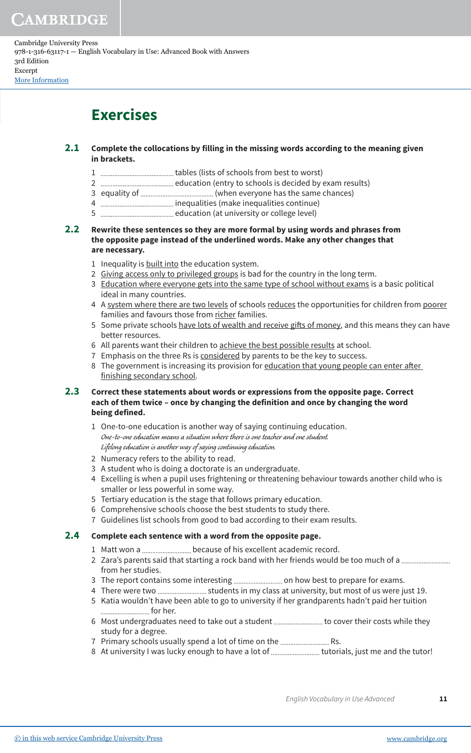# Exercises

**2.1** **Complete the collocations by filling in the missing words according to the meaning given in brackets.**

1 .................................... tables (lists of schools from best to worst)
2 .................................... education (entry to schools is decided by exam results)
3 equality of .................................... (when everyone has the same chances)
4 .................................... inequalities (make inequalities continue)
5 .................................... education (at university or college level)

**2.2** **Rewrite these sentences so they are more formal by using words and phrases from the opposite page instead of the underlined words. Make any other changes that are necessary.**

1 Inequality is <u>built into</u> the education system.
2 <u>Giving access only to privileged groups</u> is bad for the country in the long term.
3 <u>Education where everyone gets into the same type of school without exams</u> is a basic political ideal in many countries.
4 A <u>system where there are two levels</u> of schools <u>reduces</u> the opportunities for children from <u>poorer</u> families and favours those from <u>richer</u> families.
5 Some private schools <u>have lots of wealth and receive gifts of money</u>, and this means they can have better resources.
6 All parents want their children to <u>achieve the best possible results</u> at school.
7 Emphasis on the three Rs is <u>considered</u> by parents to be the key to success.
8 The government is increasing its provision for <u>education that young people can enter after finishing secondary school</u>.

**2.3** **Correct these statements about words or expressions from the opposite page. Correct each of them twice – once by changing the definition and once by changing the word being defined.**

1 One-to-one education is another way of saying continuing education.
*One-to-one education means a situation where there is one teacher and one student.*
*Lifelong education is another way of saying continuing education.*
2 Numeracy refers to the ability to read.
3 A student who is doing a doctorate is an undergraduate.
4 Excelling is when a pupil uses frightening or threatening behaviour towards another child who is smaller or less powerful in some way.
5 Tertiary education is the stage that follows primary education.
6 Comprehensive schools choose the best students to study there.
7 Guidelines list schools from good to bad according to their exam results.

**2.4** **Complete each sentence with a word from the opposite page.**

1 Matt won a ............................ because of his excellent academic record.
2 Zara's parents said that starting a rock band with her friends would be too much of a ............................ from her studies.
3 The report contains some interesting ............................ on how best to prepare for exams.
4 There were two ............................ students in my class at university, but most of us were just 19.
5 Katia wouldn't have been able to go to university if her grandparents hadn't paid her tuition ............................ for her.
6 Most undergraduates need to take out a student ............................ to cover their costs while they study for a degree.
7 Primary schools usually spend a lot of time on the ............................ Rs.
8 At university I was lucky enough to have a lot of ............................ tutorials, just me and the tutor!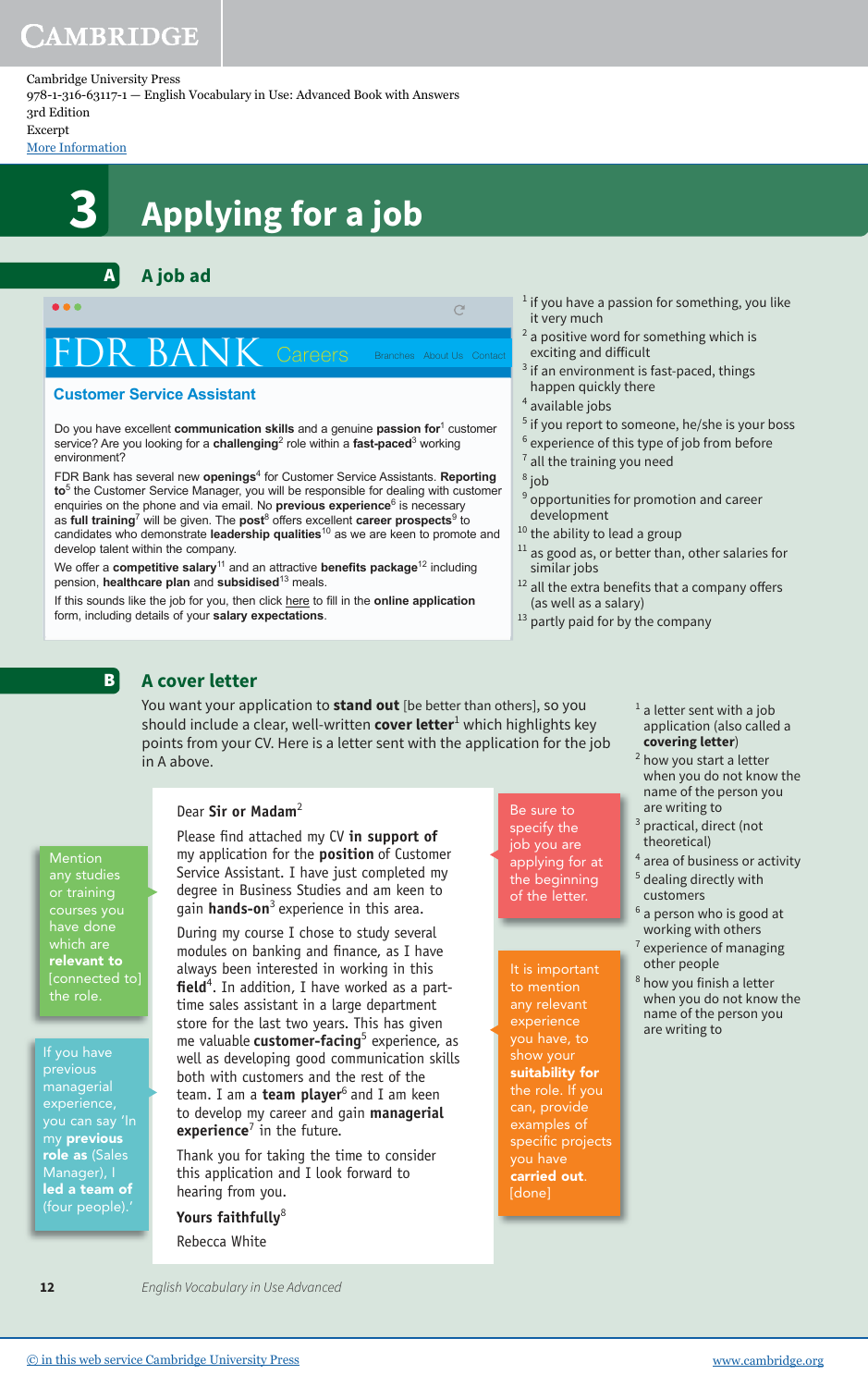Cambridge University Press
978-1-316-63117-1 — English Vocabulary in Use: Advanced Book with Answers
3rd Edition
Excerpt
More Information

# 3 Applying for a job

## A A job ad

FDR BANK Careers — Branches About Us Contact

### Customer Service Assistant

Do you have excellent **communication skills** and a genuine **passion for**[1] customer service? Are you looking for a **challenging**[2] role within a **fast-paced**[3] working environment?

FDR Bank has several new **openings**[4] for Customer Service Assistants. **Reporting to**[5] the Customer Service Manager, you will be responsible for dealing with customer enquiries on the phone and via email. No **previous experience**[6] is necessary as **full training**[7] will be given. The **post**[8] offers excellent **career prospects**[9] to candidates who demonstrate **leadership qualities**[10] as we are keen to promote and develop talent within the company.

We offer a **competitive salary**[11] and an attractive **benefits package**[12] including pension, **healthcare plan** and **subsidised**[13] meals.

If this sounds like the job for you, then click here to fill in the **online application** form, including details of your **salary expectations**.

1 if you have a passion for something, you like it very much
2 a positive word for something which is exciting and difficult
3 if an environment is fast-paced, things happen quickly there
4 available jobs
5 if you report to someone, he/she is your boss
6 experience of this type of job from before
7 all the training you need
8 job
9 opportunities for promotion and career development
10 the ability to lead a group
11 as good as, or better than, other salaries for similar jobs
12 all the extra benefits that a company offers (as well as a salary)
13 partly paid for by the company

## B A cover letter

You want your application to **stand out** [be better than others], so you should include a clear, well-written **cover letter**[1] which highlights key points from your CV. Here is a letter sent with the application for the job in A above.

Dear **Sir or Madam**[2]

Please find attached my CV **in support of** my application for the **position** of Customer Service Assistant. I have just completed my degree in Business Studies and am keen to gain **hands-on**[3] experience in this area.

During my course I chose to study several modules on banking and finance, as I have always been interested in working in this **field**[4]. In addition, I have worked as a part-time sales assistant in a large department store for the last two years. This has given me valuable **customer-facing**[5] experience, as well as developing good communication skills both with customers and the rest of the team. I am a **team player**[6] and I am keen to develop my career and gain **managerial experience**[7] in the future.

Thank you for taking the time to consider this application and I look forward to hearing from you.

**Yours faithfully**[8]

Rebecca White

> Be sure to specify the job you are applying for at the beginning of the letter.

> Mention any studies or training courses you have done which are **relevant to** [connected to] the role.

> It is important to mention any relevant experience you have, to show your **suitability for** the role. If you can, provide examples of specific projects you have **carried out**. [done]

> If you have previous managerial experience, you can say 'In my **previous role as** (Sales Manager), I **led a team of** (four people).'

1 a letter sent with a job application (also called a **covering letter**)
2 how you start a letter when you do not know the name of the person you are writing to
3 practical, direct (not theoretical)
4 area of business or activity
5 dealing directly with customers
6 a person who is good at working with others
7 experience of managing other people
8 how you finish a letter when you do not know the name of the person you are writing to

English Vocabulary in Use Advanced

© in this web service Cambridge University Press www.cambridge.org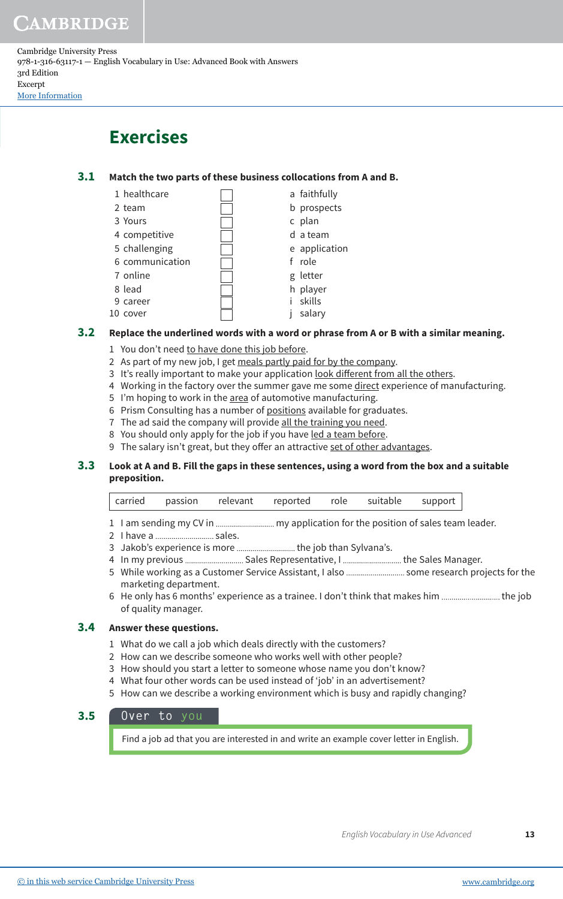# Exercises

**3.1** **Match the two parts of these business collocations from A and B.**

| | | |
|---|---|---|
| 1 healthcare | ☐ | a faithfully |
| 2 team | ☐ | b prospects |
| 3 Yours | ☐ | c plan |
| 4 competitive | ☐ | d a team |
| 5 challenging | ☐ | e application |
| 6 communication | ☐ | f role |
| 7 online | ☐ | g letter |
| 8 lead | ☐ | h player |
| 9 career | ☐ | i skills |
| 10 cover | ☐ | j salary |

**3.2** **Replace the underlined words with a word or phrase from A or B with a similar meaning.**

1. You don't need <u>to have done this job before</u>.
2. As part of my new job, I get <u>meals partly paid for by the company</u>.
3. It's really important to make your application <u>look different from all the others</u>.
4. Working in the factory over the summer gave me some <u>direct</u> experience of manufacturing.
5. I'm hoping to work in the <u>area</u> of automotive manufacturing.
6. Prism Consulting has a number of <u>positions</u> available for graduates.
7. The ad said the company will provide <u>all the training you need</u>.
8. You should only apply for the job if you have <u>led a team before</u>.
9. The salary isn't great, but they offer an attractive <u>set of other advantages</u>.

**3.3** **Look at A and B. Fill the gaps in these sentences, using a word from the box and a suitable preposition.**

| carried | passion | relevant | reported | role | suitable | support |
|---|---|---|---|---|---|---|

1. I am sending my CV in .............................. my application for the position of sales team leader.
2. I have a .............................. sales.
3. Jakob's experience is more .............................. the job than Sylvana's.
4. In my previous .............................. Sales Representative, I .............................. the Sales Manager.
5. While working as a Customer Service Assistant, I also .............................. some research projects for the marketing department.
6. He only has 6 months' experience as a trainee. I don't think that makes him .............................. the job of quality manager.

**3.4** **Answer these questions.**

1. What do we call a job which deals directly with the customers?
2. How can we describe someone who works well with other people?
3. How should you start a letter to someone whose name you don't know?
4. What four other words can be used instead of 'job' in an advertisement?
5. How can we describe a working environment which is busy and rapidly changing?

**3.5** **Over to you**

Find a job ad that you are interested in and write an example cover letter in English.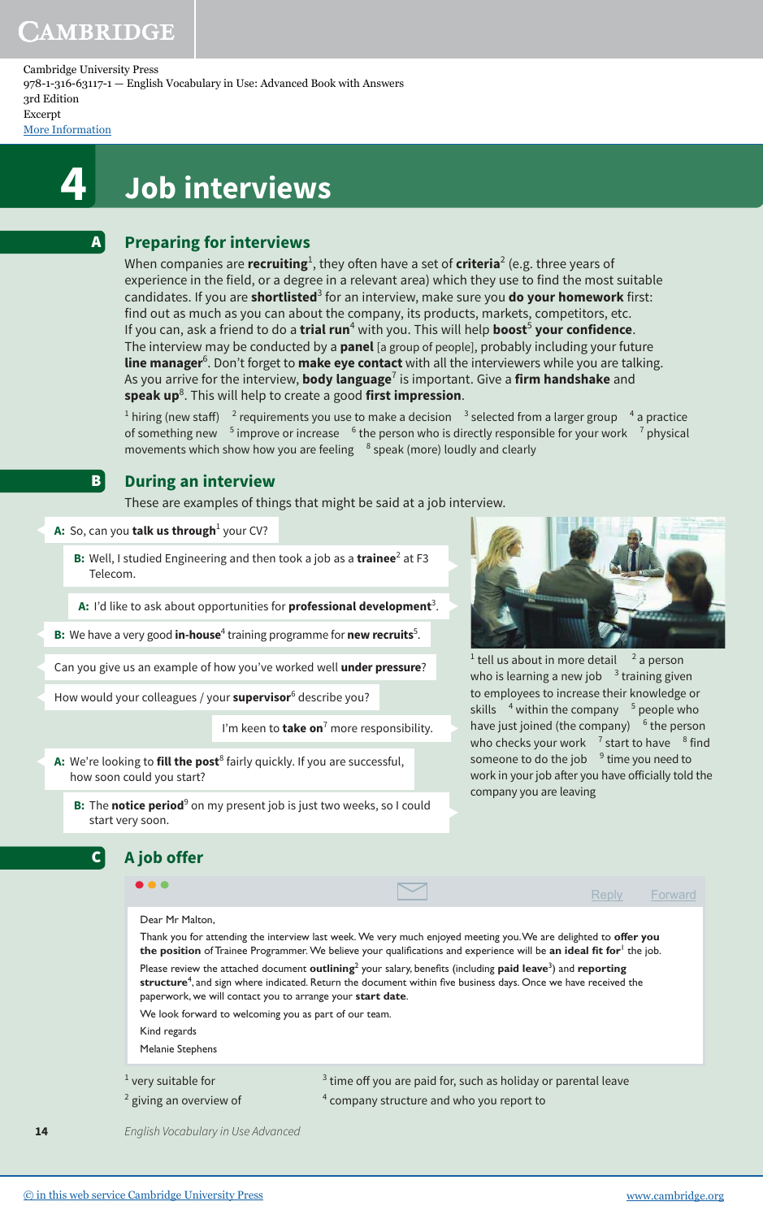# 4 Job interviews

## A Preparing for interviews

When companies are **recruiting**[1], they often have a set of **criteria**[2] (e.g. three years of experience in the field, or a degree in a relevant area) which they use to find the most suitable candidates. If you are **shortlisted**[3] for an interview, make sure you **do your homework** first: find out as much as you can about the company, its products, markets, competitors, etc.
If you can, ask a friend to do a **trial run**[4] with you. This will help **boost**[5] **your confidence**.
The interview may be conducted by a **panel** [a group of people], probably including your future **line manager**[6]. Don't forget to **make eye contact** with all the interviewers while you are talking.
As you arrive for the interview, **body language**[7] is important. Give a **firm handshake** and **speak up**[8]. This will help to create a good **first impression**.

[1] hiring (new staff) [2] requirements you use to make a decision [3] selected from a larger group [4] a practice of something new [5] improve or increase [6] the person who is directly responsible for your work [7] physical movements which show how you are feeling [8] speak (more) loudly and clearly

## B During an interview

These are examples of things that might be said at a job interview.

**A:** So, can you **talk us through**[1] your CV?

**B:** Well, I studied Engineering and then took a job as a **trainee**[2] at F3 Telecom.

**A:** I'd like to ask about opportunities for **professional development**[3].

**B:** We have a very good **in-house**[4] training programme for **new recruits**[5].

Can you give us an example of how you've worked well **under pressure**?

How would your colleagues / your **supervisor**[6] describe you?

I'm keen to **take on**[7] more responsibility.

**A:** We're looking to **fill the post**[8] fairly quickly. If you are successful, how soon could you start?

**B:** The **notice period**[9] on my present job is just two weeks, so I could start very soon.

[1] tell us about in more detail [2] a person who is learning a new job [3] training given to employees to increase their knowledge or skills [4] within the company [5] people who have just joined (the company) [6] the person who checks your work [7] start to have [8] find someone to do the job [9] time you need to work in your job after you have officially told the company you are leaving

## C A job offer

Dear Mr Malton,

Thank you for attending the interview last week. We very much enjoyed meeting you. We are delighted to **offer you the position** of Trainee Programmer. We believe your qualifications and experience will be **an ideal fit for**[1] the job.

Please review the attached document **outlining**[2] your salary, benefits (including **paid leave**[3]) and **reporting structure**[4], and sign where indicated. Return the document within five business days. Once we have received the paperwork, we will contact you to arrange your **start date**.

We look forward to welcoming you as part of our team.

Kind regards

Melanie Stephens

[1] very suitable for [2] giving an overview of [3] time off you are paid for, such as holiday or parental leave [4] company structure and who you report to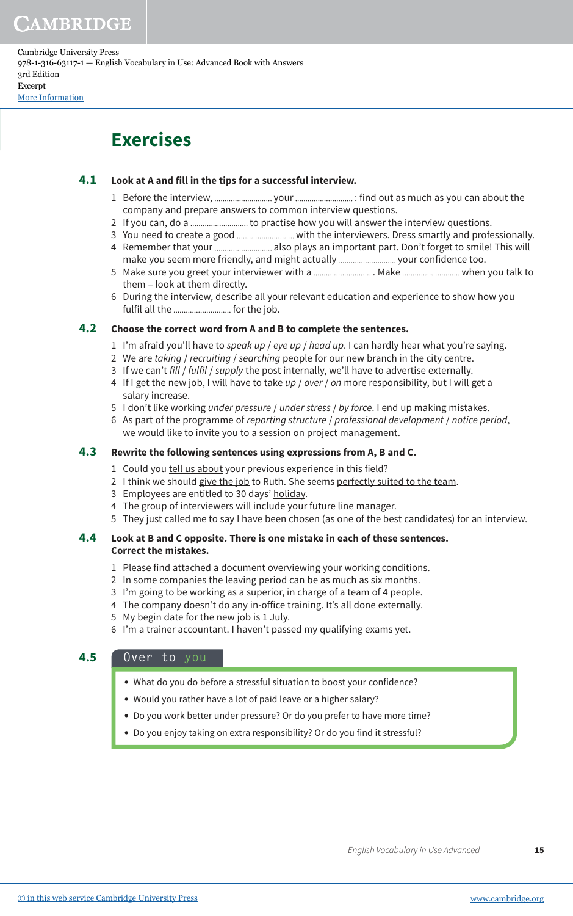# Exercises

## 4.1 Look at A and fill in the tips for a successful interview.

1. Before the interview, ............................ your ............................ : find out as much as you can about the company and prepare answers to common interview questions.
2. If you can, do a ............................ to practise how you will answer the interview questions.
3. You need to create a good ............................ with the interviewers. Dress smartly and professionally.
4. Remember that your ............................ also plays an important part. Don't forget to smile! This will make you seem more friendly, and might actually ............................ your confidence too.
5. Make sure you greet your interviewer with a ............................ . Make ............................ when you talk to them – look at them directly.
6. During the interview, describe all your relevant education and experience to show how you fulfil all the ............................ for the job.

## 4.2 Choose the correct word from A and B to complete the sentences.

1. I'm afraid you'll have to *speak up* / *eye up* / *head up*. I can hardly hear what you're saying.
2. We are *taking* / *recruiting* / *searching* people for our new branch in the city centre.
3. If we can't *fill* / *fulfil* / *supply* the post internally, we'll have to advertise externally.
4. If I get the new job, I will have to take *up* / *over* / *on* more responsibility, but I will get a salary increase.
5. I don't like working *under pressure* / *under stress* / *by force*. I end up making mistakes.
6. As part of the programme of *reporting structure* / *professional development* / *notice period*, we would like to invite you to a session on project management.

## 4.3 Rewrite the following sentences using expressions from A, B and C.

1. Could you <u>tell us about</u> your previous experience in this field?
2. I think we should <u>give the job</u> to Ruth. She seems <u>perfectly suited to the team</u>.
3. Employees are entitled to 30 days' <u>holiday</u>.
4. The <u>group of interviewers</u> will include your future line manager.
5. They just called me to say I have been <u>chosen (as one of the best candidates)</u> for an interview.

## 4.4 Look at B and C opposite. There is one mistake in each of these sentences. Correct the mistakes.

1. Please find attached a document overviewing your working conditions.
2. In some companies the leaving period can be as much as six months.
3. I'm going to be working as a superior, in charge of a team of 4 people.
4. The company doesn't do any in-office training. It's all done externally.
5. My begin date for the new job is 1 July.
6. I'm a trainer accountant. I haven't passed my qualifying exams yet.

## 4.5 Over to you

- What do you do before a stressful situation to boost your confidence?
- Would you rather have a lot of paid leave or a higher salary?
- Do you work better under pressure? Or do you prefer to have more time?
- Do you enjoy taking on extra responsibility? Or do you find it stressful?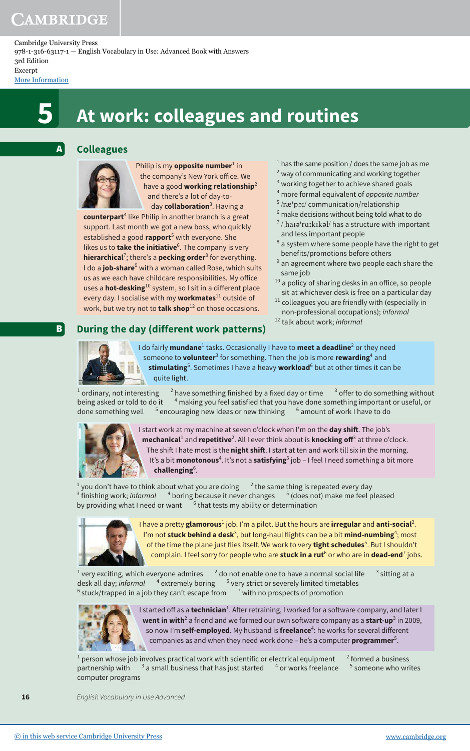Cambridge University Press
978-1-316-63117-1 — English Vocabulary in Use: Advanced Book with Answers
3rd Edition
Excerpt
More Information

# 5 At work: colleagues and routines

## A Colleagues

Philip is my **opposite number**[1] in the company's New York office. We have a good **working relationship**[2] and there's a lot of day-to-day **collaboration**[3]. Having a **counterpart**[4] like Philip in another branch is a great support. Last month we got a new boss, who quickly established a good **rapport**[5] with everyone. She likes us to **take the initiative**[6]. The company is very **hierarchical**[7]; there's a **pecking order**[8] for everything. I do a **job-share**[9] with a woman called Rose, which suits us as we each have childcare responsibilities. My office uses a **hot-desking**[10] system, so I sit in a different place every day. I socialise with my **workmates**[11] outside of work, but we try not to **talk shop**[12] on those occasions.

1. has the same position / does the same job as me
2. way of communicating and working together
3. working together to achieve shared goals
4. more formal equivalent of *opposite number*
5. /ræˈpɔː/ communication/relationship
6. make decisions without being told what to do
7. /ˌhaɪəˈrɑːkɪkəl/ has a structure with important and less important people
8. a system where some people have the right to get benefits/promotions before others
9. an agreement where two people each share the same job
10. a policy of sharing desks in an office, so people sit at whichever desk is free on a particular day
11. colleagues you are friendly with (especially in non-professional occupations); *informal*
12. talk about work; *informal*

## B During the day (different work patterns)

I do fairly **mundane**[1] tasks. Occasionally I have to **meet a deadline**[2] or they need someone to **volunteer**[3] for something. Then the job is more **rewarding**[4] and **stimulating**[5]. Sometimes I have a heavy **workload**[6] but at other times it can be quite light.

[1] ordinary, not interesting [2] have something finished by a fixed day or time [3] offer to do something without being asked or told to do it [4] making you feel satisfied that you have done something important or useful, or done something well [5] encouraging new ideas or new thinking [6] amount of work I have to do

I start work at my machine at seven o'clock when I'm on the **day shift**. The job's **mechanical**[1] and **repetitive**[2]. All I ever think about is **knocking off**[3] at three o'clock. The shift I hate most is the **night shift**. I start at ten and work till six in the morning. It's a bit **monotonous**[4]. It's not a **satisfying**[5] job – I feel I need something a bit more **challenging**[6].

[1] you don't have to think about what you are doing [2] the same thing is repeated every day [3] finishing work; *informal* [4] boring because it never changes [5] (does not) make me feel pleased by providing what I need or want [6] that tests my ability or determination

I have a pretty **glamorous**[1] job. I'm a pilot. But the hours are **irregular** and **anti-social**[2]. I'm not **stuck behind a desk**[3], but long-haul flights can be a bit **mind-numbing**[4]; most of the time the plane just flies itself. We work to very **tight schedules**[5]. But I shouldn't complain. I feel sorry for people who are **stuck in a rut**[6] or who are in **dead-end**[7] jobs.

[1] very exciting, which everyone admires [2] do not enable one to have a normal social life [3] sitting at a desk all day; *informal* [4] extremely boring [5] very strict or severely limited timetables [6] stuck/trapped in a job they can't escape from [7] with no prospects of promotion

I started off as a **technician**[1]. After retraining, I worked for a software company, and later I **went in with**[2] a friend and we formed our own software company as a **start-up**[3] in 2009, so now I'm **self-employed**. My husband is **freelance**[4]: he works for several different companies as and when they need work done – he's a computer **programmer**[5].

[1] person whose job involves practical work with scientific or electrical equipment [2] formed a business partnership with [3] a small business that has just started [4] or works freelance [5] someone who writes computer programs

*English Vocabulary in Use Advanced*

© in this web service Cambridge University Press www.cambridge.org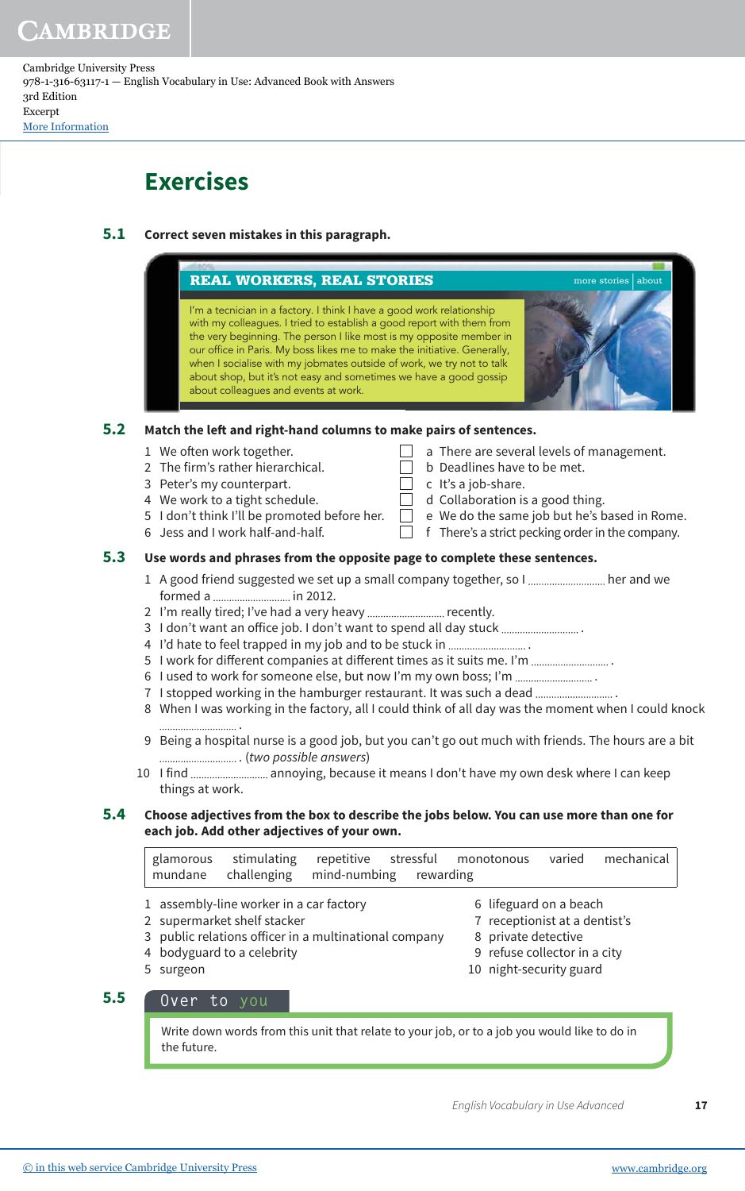# Exercises

**5.1** **Correct seven mistakes in this paragraph.**

**REAL WORKERS, REAL STORIES**

more stories | about

I'm a tecnician in a factory. I think I have a good work relationship with my colleagues. I tried to establish a good report with them from the very beginning. The person I like most is my opposite member in our office in Paris. My boss likes me to make the initiative. Generally, when I socialise with my jobmates outside of work, we try not to talk about shop, but it's not easy and sometimes we have a good gossip about colleagues and events at work.

**5.2** **Match the left and right-hand columns to make pairs of sentences.**

1 We often work together.
2 The firm's rather hierarchical.
3 Peter's my counterpart.
4 We work to a tight schedule.
5 I don't think I'll be promoted before her.
6 Jess and I work half-and-half.

a There are several levels of management.
b Deadlines have to be met.
c It's a job-share.
d Collaboration is a good thing.
e We do the same job but he's based in Rome.
f There's a strict pecking order in the company.

**5.3** **Use words and phrases from the opposite page to complete these sentences.**

1 A good friend suggested we set up a small company together, so I .............................. her and we formed a .............................. in 2012.
2 I'm really tired; I've had a very heavy .............................. recently.
3 I don't want an office job. I don't want to spend all day stuck .............................. .
4 I'd hate to feel trapped in my job and to be stuck in .............................. .
5 I work for different companies at different times as it suits me. I'm .............................. .
6 I used to work for someone else, but now I'm my own boss; I'm .............................. .
7 I stopped working in the hamburger restaurant. It was such a dead .............................. .
8 When I was working in the factory, all I could think of all day was the moment when I could knock .............................. .
9 Being a hospital nurse is a good job, but you can't go out much with friends. The hours are a bit .............................. . (*two possible answers*)
10 I find .............................. annoying, because it means I don't have my own desk where I can keep things at work.

**5.4** **Choose adjectives from the box to describe the jobs below. You can use more than one for each job. Add other adjectives of your own.**

glamorous stimulating repetitive stressful monotonous varied mechanical mundane challenging mind-numbing rewarding

1 assembly-line worker in a car factory
2 supermarket shelf stacker
3 public relations officer in a multinational company
4 bodyguard to a celebrity
5 surgeon
6 lifeguard on a beach
7 receptionist at a dentist's
8 private detective
9 refuse collector in a city
10 night-security guard

**5.5** **Over to you**

Write down words from this unit that relate to your job, or to a job you would like to do in the future.